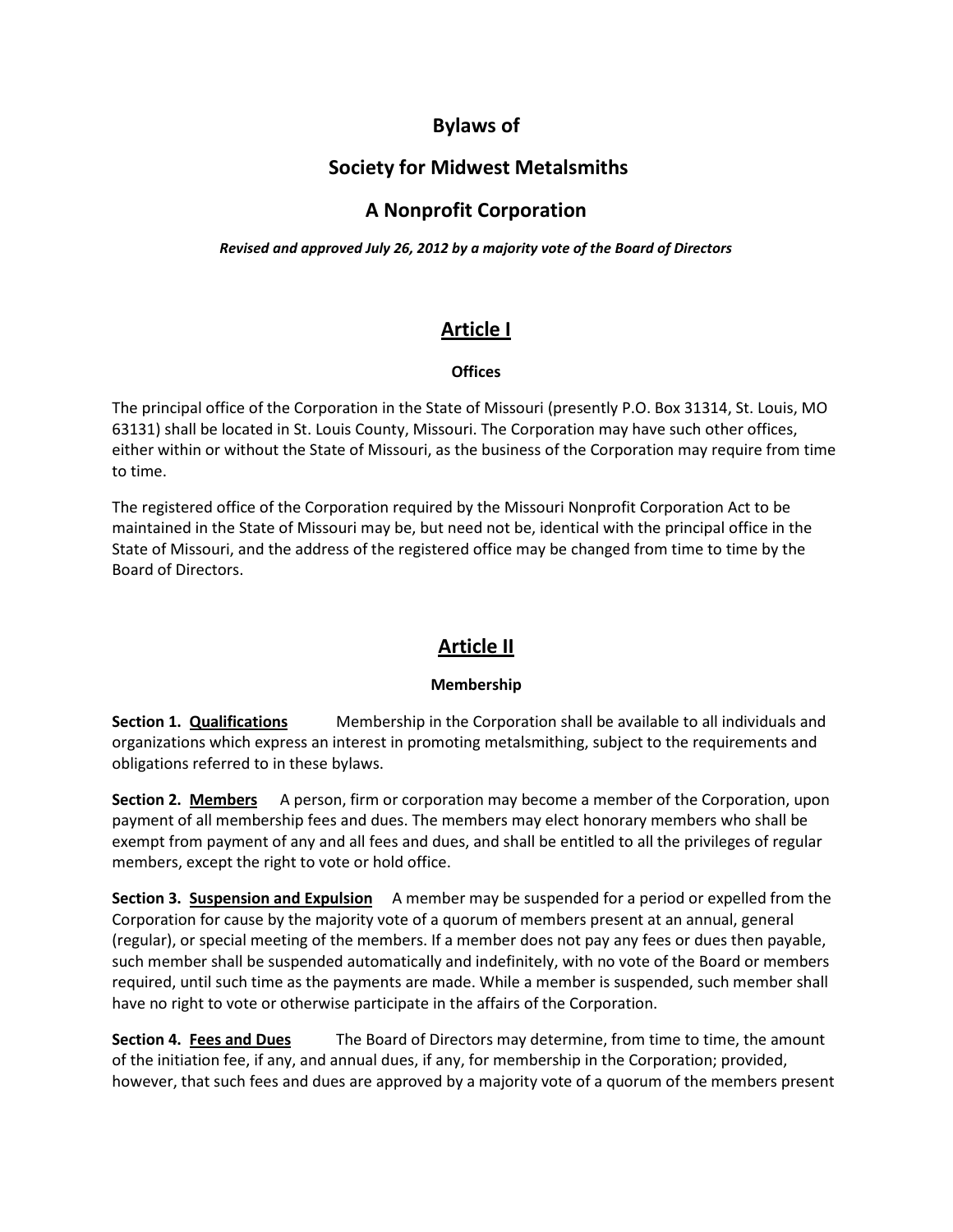# Bylaws of

# Society for Midwest Metalsmiths

# A Nonprofit Corporation

***Revised and approved July 26, 2012 by a majority vote of the Board of Directors***

## Article I

### Offices

The principal office of the Corporation in the State of Missouri (presently P.O. Box 31314, St. Louis, MO 63131) shall be located in St. Louis County, Missouri. The Corporation may have such other offices, either within or without the State of Missouri, as the business of the Corporation may require from time to time.

The registered office of the Corporation required by the Missouri Nonprofit Corporation Act to be maintained in the State of Missouri may be, but need not be, identical with the principal office in the State of Missouri, and the address of the registered office may be changed from time to time by the Board of Directors.

## Article II

### Membership

**Section 1. Qualifications** Membership in the Corporation shall be available to all individuals and organizations which express an interest in promoting metalsmithing, subject to the requirements and obligations referred to in these bylaws.

**Section 2. Members** A person, firm or corporation may become a member of the Corporation, upon payment of all membership fees and dues. The members may elect honorary members who shall be exempt from payment of any and all fees and dues, and shall be entitled to all the privileges of regular members, except the right to vote or hold office.

**Section 3. Suspension and Expulsion** A member may be suspended for a period or expelled from the Corporation for cause by the majority vote of a quorum of members present at an annual, general (regular), or special meeting of the members. If a member does not pay any fees or dues then payable, such member shall be suspended automatically and indefinitely, with no vote of the Board or members required, until such time as the payments are made. While a member is suspended, such member shall have no right to vote or otherwise participate in the affairs of the Corporation.

**Section 4. Fees and Dues** The Board of Directors may determine, from time to time, the amount of the initiation fee, if any, and annual dues, if any, for membership in the Corporation; provided, however, that such fees and dues are approved by a majority vote of a quorum of the members present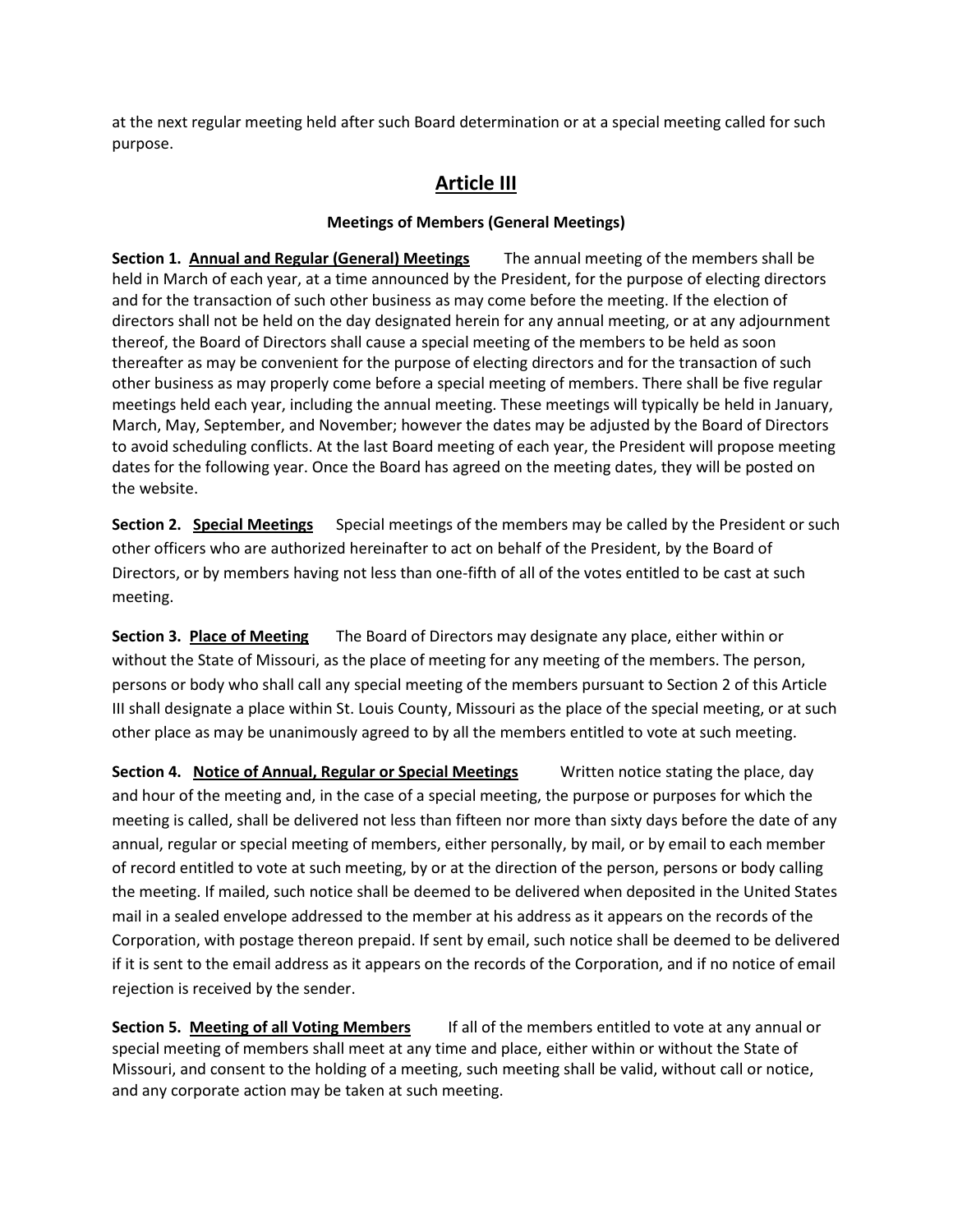at the next regular meeting held after such Board determination or at a special meeting called for such purpose.

## Article III

**Meetings of Members (General Meetings)**

**Section 1. Annual and Regular (General) Meetings** The annual meeting of the members shall be held in March of each year, at a time announced by the President, for the purpose of electing directors and for the transaction of such other business as may come before the meeting. If the election of directors shall not be held on the day designated herein for any annual meeting, or at any adjournment thereof, the Board of Directors shall cause a special meeting of the members to be held as soon thereafter as may be convenient for the purpose of electing directors and for the transaction of such other business as may properly come before a special meeting of members. There shall be five regular meetings held each year, including the annual meeting. These meetings will typically be held in January, March, May, September, and November; however the dates may be adjusted by the Board of Directors to avoid scheduling conflicts. At the last Board meeting of each year, the President will propose meeting dates for the following year. Once the Board has agreed on the meeting dates, they will be posted on the website.

**Section 2. Special Meetings** Special meetings of the members may be called by the President or such other officers who are authorized hereinafter to act on behalf of the President, by the Board of Directors, or by members having not less than one-fifth of all of the votes entitled to be cast at such meeting.

**Section 3. Place of Meeting** The Board of Directors may designate any place, either within or without the State of Missouri, as the place of meeting for any meeting of the members. The person, persons or body who shall call any special meeting of the members pursuant to Section 2 of this Article III shall designate a place within St. Louis County, Missouri as the place of the special meeting, or at such other place as may be unanimously agreed to by all the members entitled to vote at such meeting.

**Section 4. Notice of Annual, Regular or Special Meetings** Written notice stating the place, day and hour of the meeting and, in the case of a special meeting, the purpose or purposes for which the meeting is called, shall be delivered not less than fifteen nor more than sixty days before the date of any annual, regular or special meeting of members, either personally, by mail, or by email to each member of record entitled to vote at such meeting, by or at the direction of the person, persons or body calling the meeting. If mailed, such notice shall be deemed to be delivered when deposited in the United States mail in a sealed envelope addressed to the member at his address as it appears on the records of the Corporation, with postage thereon prepaid. If sent by email, such notice shall be deemed to be delivered if it is sent to the email address as it appears on the records of the Corporation, and if no notice of email rejection is received by the sender.

**Section 5. Meeting of all Voting Members** If all of the members entitled to vote at any annual or special meeting of members shall meet at any time and place, either within or without the State of Missouri, and consent to the holding of a meeting, such meeting shall be valid, without call or notice, and any corporate action may be taken at such meeting.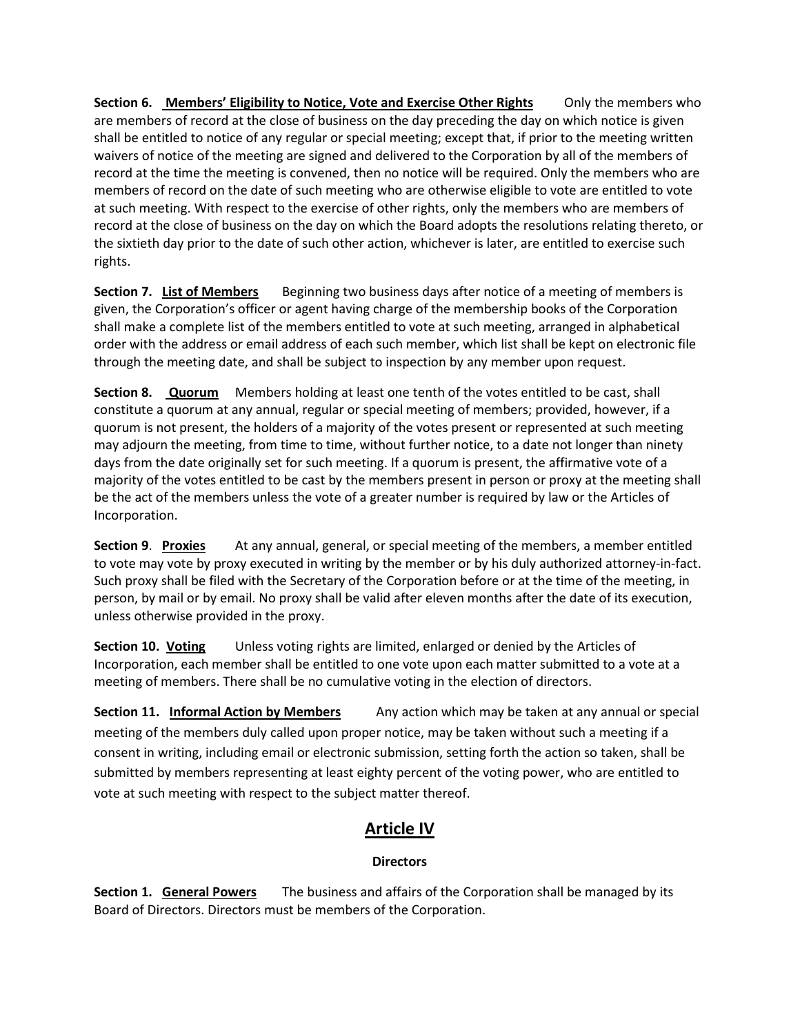**Section 6. Members' Eligibility to Notice, Vote and Exercise Other Rights** Only the members who are members of record at the close of business on the day preceding the day on which notice is given shall be entitled to notice of any regular or special meeting; except that, if prior to the meeting written waivers of notice of the meeting are signed and delivered to the Corporation by all of the members of record at the time the meeting is convened, then no notice will be required. Only the members who are members of record on the date of such meeting who are otherwise eligible to vote are entitled to vote at such meeting. With respect to the exercise of other rights, only the members who are members of record at the close of business on the day on which the Board adopts the resolutions relating thereto, or the sixtieth day prior to the date of such other action, whichever is later, are entitled to exercise such rights.

**Section 7. List of Members** Beginning two business days after notice of a meeting of members is given, the Corporation's officer or agent having charge of the membership books of the Corporation shall make a complete list of the members entitled to vote at such meeting, arranged in alphabetical order with the address or email address of each such member, which list shall be kept on electronic file through the meeting date, and shall be subject to inspection by any member upon request.

**Section 8. Quorum** Members holding at least one tenth of the votes entitled to be cast, shall constitute a quorum at any annual, regular or special meeting of members; provided, however, if a quorum is not present, the holders of a majority of the votes present or represented at such meeting may adjourn the meeting, from time to time, without further notice, to a date not longer than ninety days from the date originally set for such meeting. If a quorum is present, the affirmative vote of a majority of the votes entitled to be cast by the members present in person or proxy at the meeting shall be the act of the members unless the vote of a greater number is required by law or the Articles of Incorporation.

**Section 9. Proxies** At any annual, general, or special meeting of the members, a member entitled to vote may vote by proxy executed in writing by the member or by his duly authorized attorney-in-fact. Such proxy shall be filed with the Secretary of the Corporation before or at the time of the meeting, in person, by mail or by email. No proxy shall be valid after eleven months after the date of its execution, unless otherwise provided in the proxy.

**Section 10. Voting** Unless voting rights are limited, enlarged or denied by the Articles of Incorporation, each member shall be entitled to one vote upon each matter submitted to a vote at a meeting of members. There shall be no cumulative voting in the election of directors.

**Section 11. Informal Action by Members** Any action which may be taken at any annual or special meeting of the members duly called upon proper notice, may be taken without such a meeting if a consent in writing, including email or electronic submission, setting forth the action so taken, shall be submitted by members representing at least eighty percent of the voting power, who are entitled to vote at such meeting with respect to the subject matter thereof.

## Article IV

### Directors

**Section 1. General Powers** The business and affairs of the Corporation shall be managed by its Board of Directors. Directors must be members of the Corporation.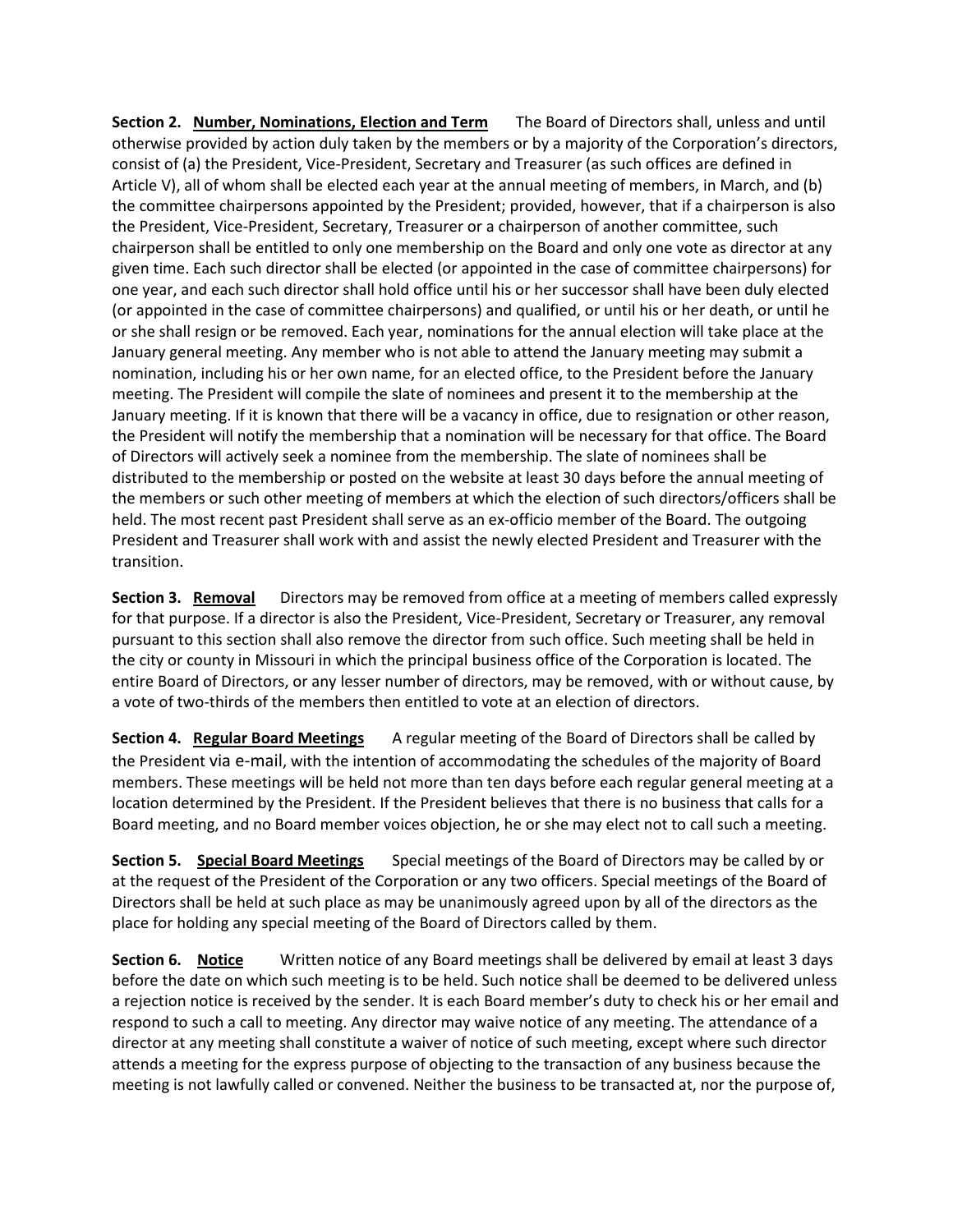**Section 2. Number, Nominations, Election and Term** The Board of Directors shall, unless and until otherwise provided by action duly taken by the members or by a majority of the Corporation's directors, consist of (a) the President, Vice-President, Secretary and Treasurer (as such offices are defined in Article V), all of whom shall be elected each year at the annual meeting of members, in March, and (b) the committee chairpersons appointed by the President; provided, however, that if a chairperson is also the President, Vice-President, Secretary, Treasurer or a chairperson of another committee, such chairperson shall be entitled to only one membership on the Board and only one vote as director at any given time. Each such director shall be elected (or appointed in the case of committee chairpersons) for one year, and each such director shall hold office until his or her successor shall have been duly elected (or appointed in the case of committee chairpersons) and qualified, or until his or her death, or until he or she shall resign or be removed. Each year, nominations for the annual election will take place at the January general meeting. Any member who is not able to attend the January meeting may submit a nomination, including his or her own name, for an elected office, to the President before the January meeting. The President will compile the slate of nominees and present it to the membership at the January meeting. If it is known that there will be a vacancy in office, due to resignation or other reason, the President will notify the membership that a nomination will be necessary for that office. The Board of Directors will actively seek a nominee from the membership. The slate of nominees shall be distributed to the membership or posted on the website at least 30 days before the annual meeting of the members or such other meeting of members at which the election of such directors/officers shall be held. The most recent past President shall serve as an ex-officio member of the Board. The outgoing President and Treasurer shall work with and assist the newly elected President and Treasurer with the transition.

**Section 3. Removal** Directors may be removed from office at a meeting of members called expressly for that purpose. If a director is also the President, Vice-President, Secretary or Treasurer, any removal pursuant to this section shall also remove the director from such office. Such meeting shall be held in the city or county in Missouri in which the principal business office of the Corporation is located. The entire Board of Directors, or any lesser number of directors, may be removed, with or without cause, by a vote of two-thirds of the members then entitled to vote at an election of directors.

**Section 4. Regular Board Meetings** A regular meeting of the Board of Directors shall be called by the President via e-mail, with the intention of accommodating the schedules of the majority of Board members. These meetings will be held not more than ten days before each regular general meeting at a location determined by the President. If the President believes that there is no business that calls for a Board meeting, and no Board member voices objection, he or she may elect not to call such a meeting.

**Section 5. Special Board Meetings** Special meetings of the Board of Directors may be called by or at the request of the President of the Corporation or any two officers. Special meetings of the Board of Directors shall be held at such place as may be unanimously agreed upon by all of the directors as the place for holding any special meeting of the Board of Directors called by them.

**Section 6. Notice** Written notice of any Board meetings shall be delivered by email at least 3 days before the date on which such meeting is to be held. Such notice shall be deemed to be delivered unless a rejection notice is received by the sender. It is each Board member's duty to check his or her email and respond to such a call to meeting. Any director may waive notice of any meeting. The attendance of a director at any meeting shall constitute a waiver of notice of such meeting, except where such director attends a meeting for the express purpose of objecting to the transaction of any business because the meeting is not lawfully called or convened. Neither the business to be transacted at, nor the purpose of,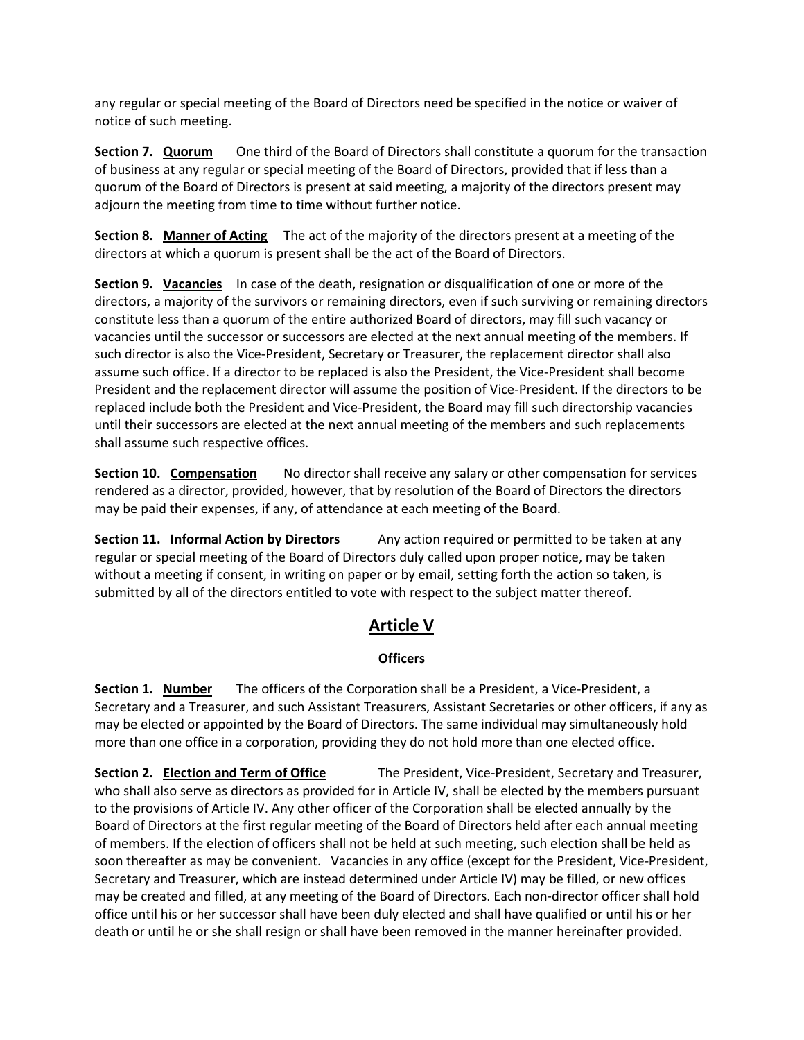any regular or special meeting of the Board of Directors need be specified in the notice or waiver of notice of such meeting.

**Section 7. Quorum** One third of the Board of Directors shall constitute a quorum for the transaction of business at any regular or special meeting of the Board of Directors, provided that if less than a quorum of the Board of Directors is present at said meeting, a majority of the directors present may adjourn the meeting from time to time without further notice.

**Section 8. Manner of Acting** The act of the majority of the directors present at a meeting of the directors at which a quorum is present shall be the act of the Board of Directors.

**Section 9. Vacancies** In case of the death, resignation or disqualification of one or more of the directors, a majority of the survivors or remaining directors, even if such surviving or remaining directors constitute less than a quorum of the entire authorized Board of directors, may fill such vacancy or vacancies until the successor or successors are elected at the next annual meeting of the members. If such director is also the Vice-President, Secretary or Treasurer, the replacement director shall also assume such office. If a director to be replaced is also the President, the Vice-President shall become President and the replacement director will assume the position of Vice-President. If the directors to be replaced include both the President and Vice-President, the Board may fill such directorship vacancies until their successors are elected at the next annual meeting of the members and such replacements shall assume such respective offices.

**Section 10. Compensation** No director shall receive any salary or other compensation for services rendered as a director, provided, however, that by resolution of the Board of Directors the directors may be paid their expenses, if any, of attendance at each meeting of the Board.

**Section 11. Informal Action by Directors** Any action required or permitted to be taken at any regular or special meeting of the Board of Directors duly called upon proper notice, may be taken without a meeting if consent, in writing on paper or by email, setting forth the action so taken, is submitted by all of the directors entitled to vote with respect to the subject matter thereof.

## Article V

### Officers

**Section 1. Number** The officers of the Corporation shall be a President, a Vice-President, a Secretary and a Treasurer, and such Assistant Treasurers, Assistant Secretaries or other officers, if any as may be elected or appointed by the Board of Directors. The same individual may simultaneously hold more than one office in a corporation, providing they do not hold more than one elected office.

**Section 2. Election and Term of Office** The President, Vice-President, Secretary and Treasurer, who shall also serve as directors as provided for in Article IV, shall be elected by the members pursuant to the provisions of Article IV. Any other officer of the Corporation shall be elected annually by the Board of Directors at the first regular meeting of the Board of Directors held after each annual meeting of members. If the election of officers shall not be held at such meeting, such election shall be held as soon thereafter as may be convenient. Vacancies in any office (except for the President, Vice-President, Secretary and Treasurer, which are instead determined under Article IV) may be filled, or new offices may be created and filled, at any meeting of the Board of Directors. Each non-director officer shall hold office until his or her successor shall have been duly elected and shall have qualified or until his or her death or until he or she shall resign or shall have been removed in the manner hereinafter provided.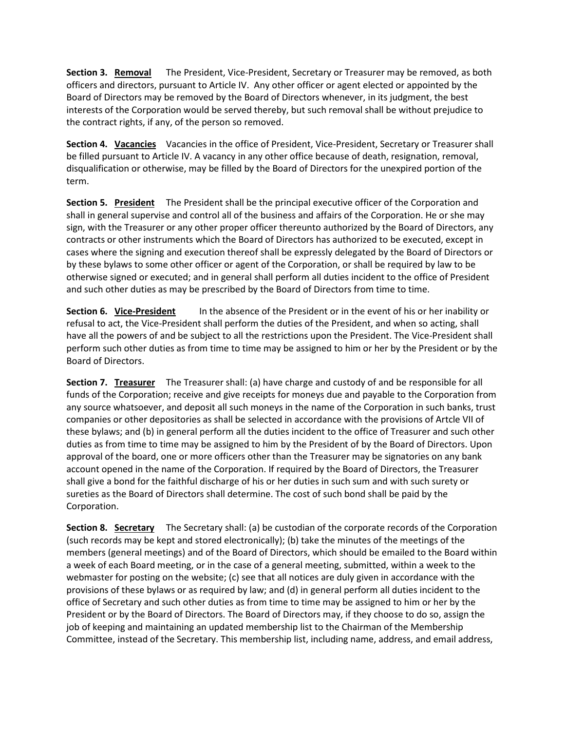**Section 3. <u>Removal</u>** The President, Vice-President, Secretary or Treasurer may be removed, as both officers and directors, pursuant to Article IV. Any other officer or agent elected or appointed by the Board of Directors may be removed by the Board of Directors whenever, in its judgment, the best interests of the Corporation would be served thereby, but such removal shall be without prejudice to the contract rights, if any, of the person so removed.

**Section 4. <u>Vacancies</u>** Vacancies in the office of President, Vice-President, Secretary or Treasurer shall be filled pursuant to Article IV. A vacancy in any other office because of death, resignation, removal, disqualification or otherwise, may be filled by the Board of Directors for the unexpired portion of the term.

**Section 5. <u>President</u>** The President shall be the principal executive officer of the Corporation and shall in general supervise and control all of the business and affairs of the Corporation. He or she may sign, with the Treasurer or any other proper officer thereunto authorized by the Board of Directors, any contracts or other instruments which the Board of Directors has authorized to be executed, except in cases where the signing and execution thereof shall be expressly delegated by the Board of Directors or by these bylaws to some other officer or agent of the Corporation, or shall be required by law to be otherwise signed or executed; and in general shall perform all duties incident to the office of President and such other duties as may be prescribed by the Board of Directors from time to time.

**Section 6. <u>Vice-President</u>** In the absence of the President or in the event of his or her inability or refusal to act, the Vice-President shall perform the duties of the President, and when so acting, shall have all the powers of and be subject to all the restrictions upon the President. The Vice-President shall perform such other duties as from time to time may be assigned to him or her by the President or by the Board of Directors.

**Section 7. <u>Treasurer</u>** The Treasurer shall: (a) have charge and custody of and be responsible for all funds of the Corporation; receive and give receipts for moneys due and payable to the Corporation from any source whatsoever, and deposit all such moneys in the name of the Corporation in such banks, trust companies or other depositories as shall be selected in accordance with the provisions of Artcle VII of these bylaws; and (b) in general perform all the duties incident to the office of Treasurer and such other duties as from time to time may be assigned to him by the President of by the Board of Directors. Upon approval of the board, one or more officers other than the Treasurer may be signatories on any bank account opened in the name of the Corporation. If required by the Board of Directors, the Treasurer shall give a bond for the faithful discharge of his or her duties in such sum and with such surety or sureties as the Board of Directors shall determine. The cost of such bond shall be paid by the Corporation.

**Section 8. <u>Secretary</u>** The Secretary shall: (a) be custodian of the corporate records of the Corporation (such records may be kept and stored electronically); (b) take the minutes of the meetings of the members (general meetings) and of the Board of Directors, which should be emailed to the Board within a week of each Board meeting, or in the case of a general meeting, submitted, within a week to the webmaster for posting on the website; (c) see that all notices are duly given in accordance with the provisions of these bylaws or as required by law; and (d) in general perform all duties incident to the office of Secretary and such other duties as from time to time may be assigned to him or her by the President or by the Board of Directors. The Board of Directors may, if they choose to do so, assign the job of keeping and maintaining an updated membership list to the Chairman of the Membership Committee, instead of the Secretary. This membership list, including name, address, and email address,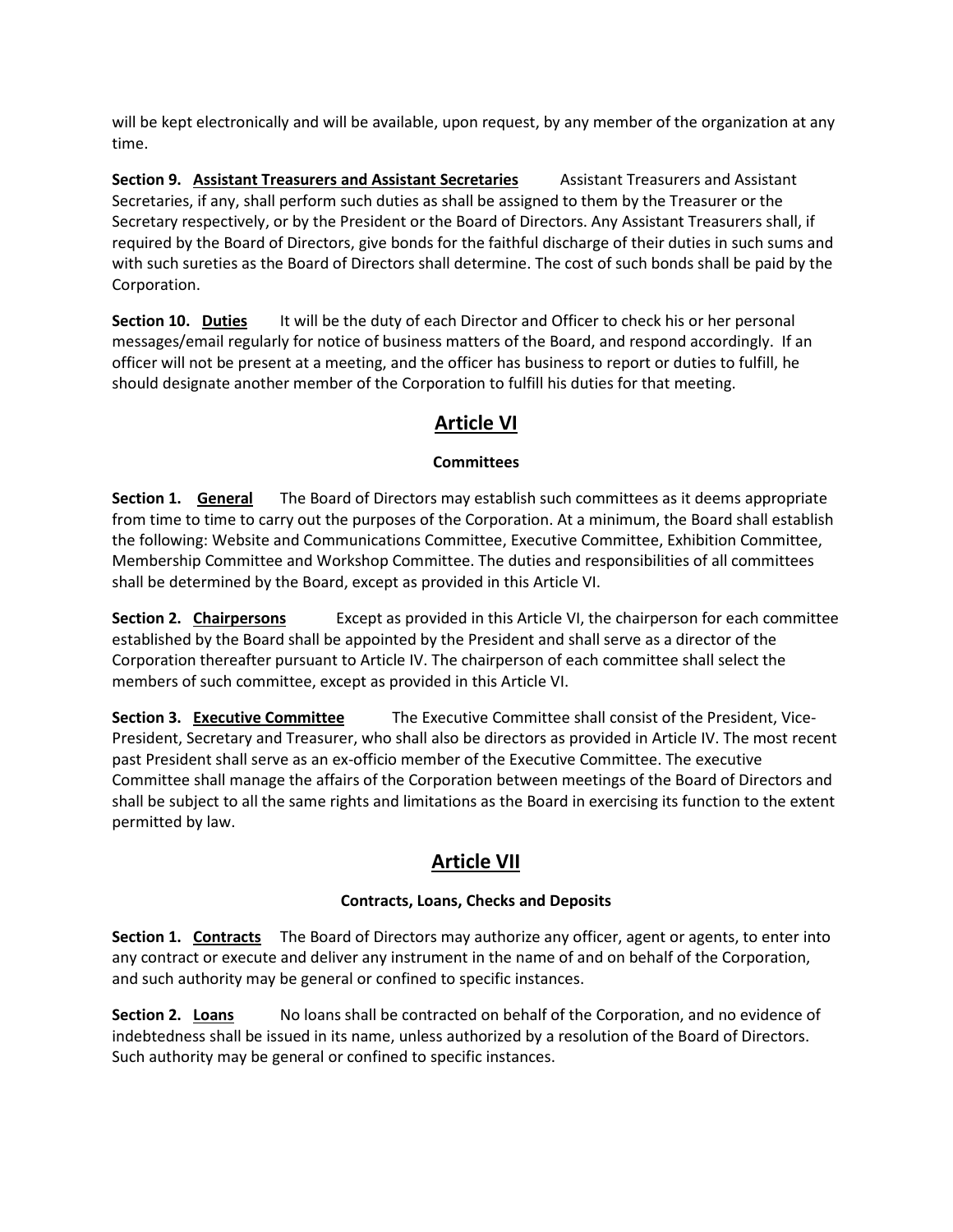will be kept electronically and will be available, upon request, by any member of the organization at any time.

**Section 9. <u>Assistant Treasurers and Assistant Secretaries</u>** Assistant Treasurers and Assistant Secretaries, if any, shall perform such duties as shall be assigned to them by the Treasurer or the Secretary respectively, or by the President or the Board of Directors. Any Assistant Treasurers shall, if required by the Board of Directors, give bonds for the faithful discharge of their duties in such sums and with such sureties as the Board of Directors shall determine. The cost of such bonds shall be paid by the Corporation.

**Section 10. <u>Duties</u>** It will be the duty of each Director and Officer to check his or her personal messages/email regularly for notice of business matters of the Board, and respond accordingly. If an officer will not be present at a meeting, and the officer has business to report or duties to fulfill, he should designate another member of the Corporation to fulfill his duties for that meeting.

## Article VI

### Committees

**Section 1. <u>General</u>** The Board of Directors may establish such committees as it deems appropriate from time to time to carry out the purposes of the Corporation. At a minimum, the Board shall establish the following: Website and Communications Committee, Executive Committee, Exhibition Committee, Membership Committee and Workshop Committee. The duties and responsibilities of all committees shall be determined by the Board, except as provided in this Article VI.

**Section 2. <u>Chairpersons</u>** Except as provided in this Article VI, the chairperson for each committee established by the Board shall be appointed by the President and shall serve as a director of the Corporation thereafter pursuant to Article IV. The chairperson of each committee shall select the members of such committee, except as provided in this Article VI.

**Section 3. <u>Executive Committee</u>** The Executive Committee shall consist of the President, Vice-President, Secretary and Treasurer, who shall also be directors as provided in Article IV. The most recent past President shall serve as an ex-officio member of the Executive Committee. The executive Committee shall manage the affairs of the Corporation between meetings of the Board of Directors and shall be subject to all the same rights and limitations as the Board in exercising its function to the extent permitted by law.

## Article VII

### Contracts, Loans, Checks and Deposits

**Section 1. <u>Contracts</u>** The Board of Directors may authorize any officer, agent or agents, to enter into any contract or execute and deliver any instrument in the name of and on behalf of the Corporation, and such authority may be general or confined to specific instances.

**Section 2. <u>Loans</u>** No loans shall be contracted on behalf of the Corporation, and no evidence of indebtedness shall be issued in its name, unless authorized by a resolution of the Board of Directors. Such authority may be general or confined to specific instances.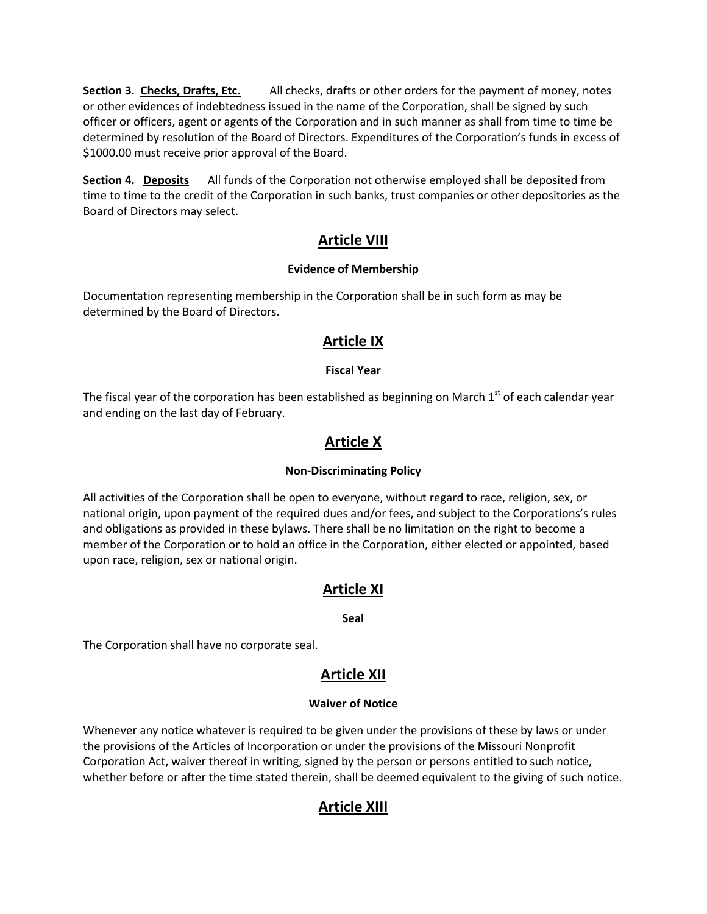**Section 3. Checks, Drafts, Etc.** All checks, drafts or other orders for the payment of money, notes or other evidences of indebtedness issued in the name of the Corporation, shall be signed by such officer or officers, agent or agents of the Corporation and in such manner as shall from time to time be determined by resolution of the Board of Directors. Expenditures of the Corporation's funds in excess of $1000.00 must receive prior approval of the Board.

**Section 4. Deposits** All funds of the Corporation not otherwise employed shall be deposited from time to time to the credit of the Corporation in such banks, trust companies or other depositories as the Board of Directors may select.

## Article VIII

**Evidence of Membership**

Documentation representing membership in the Corporation shall be in such form as may be determined by the Board of Directors.

## Article IX

**Fiscal Year**

The fiscal year of the corporation has been established as beginning on March 1st of each calendar year and ending on the last day of February.

## Article X

**Non-Discriminating Policy**

All activities of the Corporation shall be open to everyone, without regard to race, religion, sex, or national origin, upon payment of the required dues and/or fees, and subject to the Corporations's rules and obligations as provided in these bylaws. There shall be no limitation on the right to become a member of the Corporation or to hold an office in the Corporation, either elected or appointed, based upon race, religion, sex or national origin.

## Article XI

**Seal**

The Corporation shall have no corporate seal.

## Article XII

**Waiver of Notice**

Whenever any notice whatever is required to be given under the provisions of these by laws or under the provisions of the Articles of Incorporation or under the provisions of the Missouri Nonprofit Corporation Act, waiver thereof in writing, signed by the person or persons entitled to such notice, whether before or after the time stated therein, shall be deemed equivalent to the giving of such notice.

## Article XIII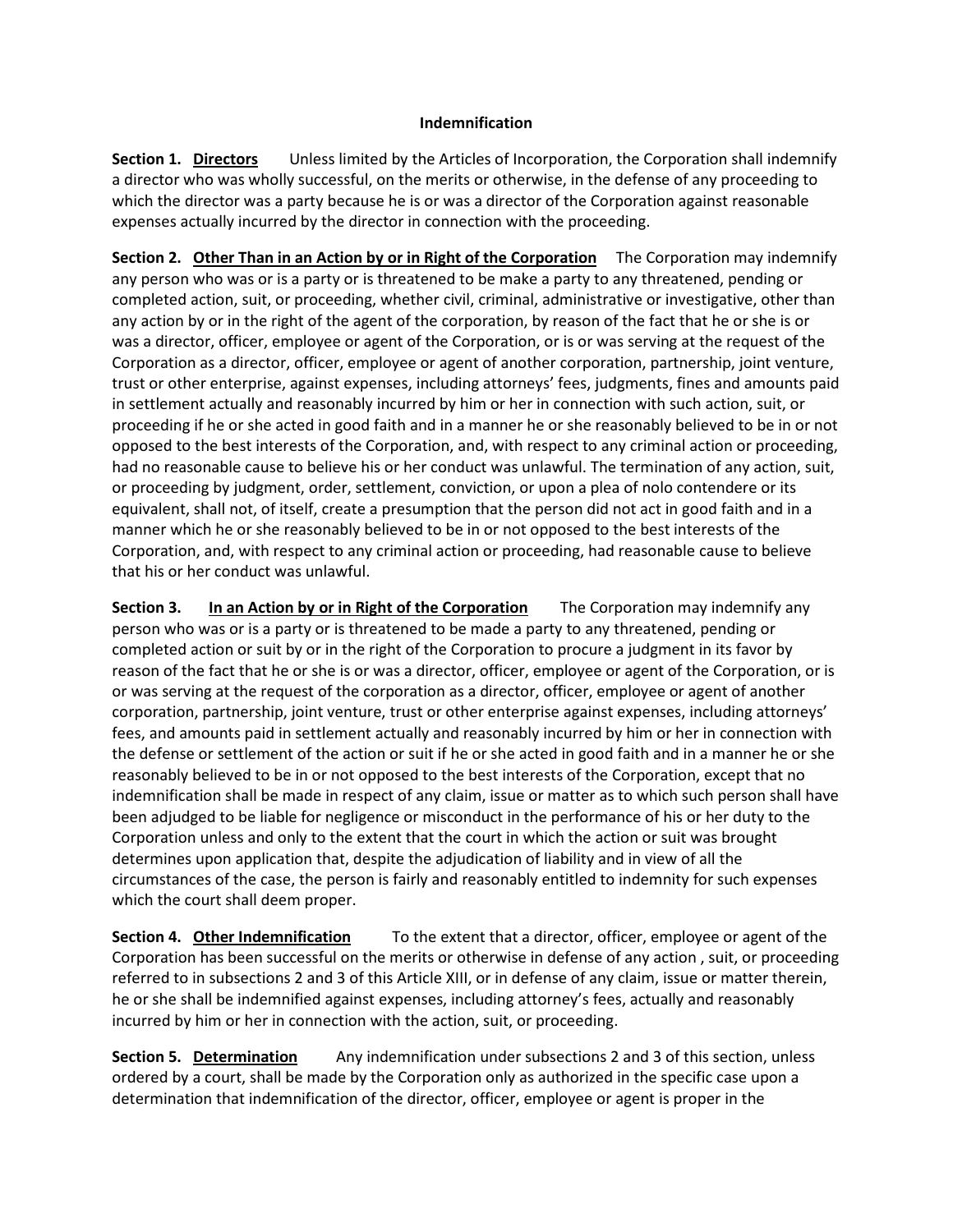**Indemnification**

**Section 1. Directors** Unless limited by the Articles of Incorporation, the Corporation shall indemnify a director who was wholly successful, on the merits or otherwise, in the defense of any proceeding to which the director was a party because he is or was a director of the Corporation against reasonable expenses actually incurred by the director in connection with the proceeding.

**Section 2. Other Than in an Action by or in Right of the Corporation** The Corporation may indemnify any person who was or is a party or is threatened to be make a party to any threatened, pending or completed action, suit, or proceeding, whether civil, criminal, administrative or investigative, other than any action by or in the right of the agent of the corporation, by reason of the fact that he or she is or was a director, officer, employee or agent of the Corporation, or is or was serving at the request of the Corporation as a director, officer, employee or agent of another corporation, partnership, joint venture, trust or other enterprise, against expenses, including attorneys' fees, judgments, fines and amounts paid in settlement actually and reasonably incurred by him or her in connection with such action, suit, or proceeding if he or she acted in good faith and in a manner he or she reasonably believed to be in or not opposed to the best interests of the Corporation, and, with respect to any criminal action or proceeding, had no reasonable cause to believe his or her conduct was unlawful. The termination of any action, suit, or proceeding by judgment, order, settlement, conviction, or upon a plea of nolo contendere or its equivalent, shall not, of itself, create a presumption that the person did not act in good faith and in a manner which he or she reasonably believed to be in or not opposed to the best interests of the Corporation, and, with respect to any criminal action or proceeding, had reasonable cause to believe that his or her conduct was unlawful.

**Section 3. In an Action by or in Right of the Corporation** The Corporation may indemnify any person who was or is a party or is threatened to be made a party to any threatened, pending or completed action or suit by or in the right of the Corporation to procure a judgment in its favor by reason of the fact that he or she is or was a director, officer, employee or agent of the Corporation, or is or was serving at the request of the corporation as a director, officer, employee or agent of another corporation, partnership, joint venture, trust or other enterprise against expenses, including attorneys' fees, and amounts paid in settlement actually and reasonably incurred by him or her in connection with the defense or settlement of the action or suit if he or she acted in good faith and in a manner he or she reasonably believed to be in or not opposed to the best interests of the Corporation, except that no indemnification shall be made in respect of any claim, issue or matter as to which such person shall have been adjudged to be liable for negligence or misconduct in the performance of his or her duty to the Corporation unless and only to the extent that the court in which the action or suit was brought determines upon application that, despite the adjudication of liability and in view of all the circumstances of the case, the person is fairly and reasonably entitled to indemnity for such expenses which the court shall deem proper.

**Section 4. Other Indemnification** To the extent that a director, officer, employee or agent of the Corporation has been successful on the merits or otherwise in defense of any action , suit, or proceeding referred to in subsections 2 and 3 of this Article XIII, or in defense of any claim, issue or matter therein, he or she shall be indemnified against expenses, including attorney's fees, actually and reasonably incurred by him or her in connection with the action, suit, or proceeding.

**Section 5. Determination** Any indemnification under subsections 2 and 3 of this section, unless ordered by a court, shall be made by the Corporation only as authorized in the specific case upon a determination that indemnification of the director, officer, employee or agent is proper in the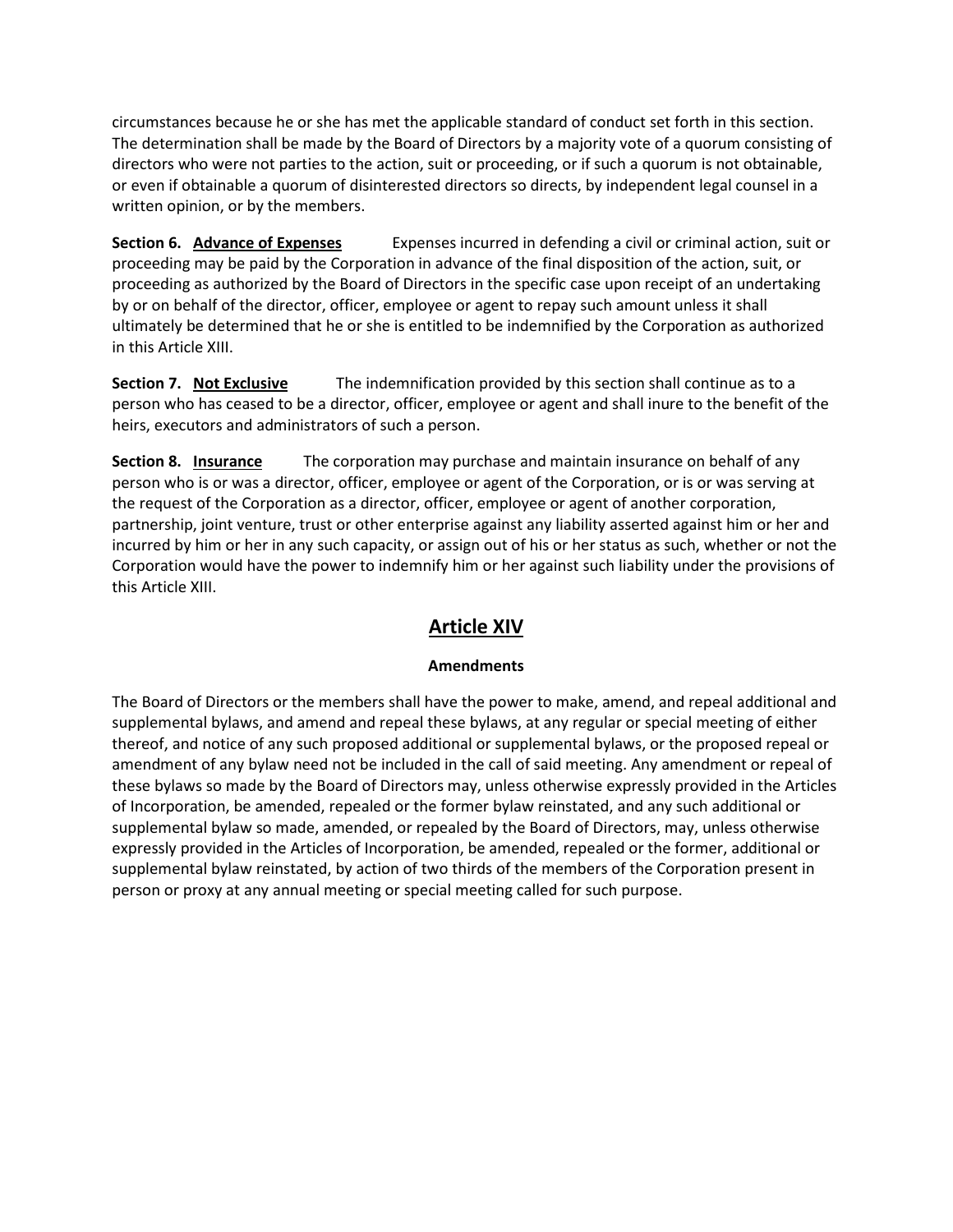circumstances because he or she has met the applicable standard of conduct set forth in this section. The determination shall be made by the Board of Directors by a majority vote of a quorum consisting of directors who were not parties to the action, suit or proceeding, or if such a quorum is not obtainable, or even if obtainable a quorum of disinterested directors so directs, by independent legal counsel in a written opinion, or by the members.

**Section 6. <u>Advance of Expenses</u>** Expenses incurred in defending a civil or criminal action, suit or proceeding may be paid by the Corporation in advance of the final disposition of the action, suit, or proceeding as authorized by the Board of Directors in the specific case upon receipt of an undertaking by or on behalf of the director, officer, employee or agent to repay such amount unless it shall ultimately be determined that he or she is entitled to be indemnified by the Corporation as authorized in this Article XIII.

**Section 7. <u>Not Exclusive</u>** The indemnification provided by this section shall continue as to a person who has ceased to be a director, officer, employee or agent and shall inure to the benefit of the heirs, executors and administrators of such a person.

**Section 8. <u>Insurance</u>** The corporation may purchase and maintain insurance on behalf of any person who is or was a director, officer, employee or agent of the Corporation, or is or was serving at the request of the Corporation as a director, officer, employee or agent of another corporation, partnership, joint venture, trust or other enterprise against any liability asserted against him or her and incurred by him or her in any such capacity, or assign out of his or her status as such, whether or not the Corporation would have the power to indemnify him or her against such liability under the provisions of this Article XIII.

## Article XIV

**Amendments**

The Board of Directors or the members shall have the power to make, amend, and repeal additional and supplemental bylaws, and amend and repeal these bylaws, at any regular or special meeting of either thereof, and notice of any such proposed additional or supplemental bylaws, or the proposed repeal or amendment of any bylaw need not be included in the call of said meeting. Any amendment or repeal of these bylaws so made by the Board of Directors may, unless otherwise expressly provided in the Articles of Incorporation, be amended, repealed or the former bylaw reinstated, and any such additional or supplemental bylaw so made, amended, or repealed by the Board of Directors, may, unless otherwise expressly provided in the Articles of Incorporation, be amended, repealed or the former, additional or supplemental bylaw reinstated, by action of two thirds of the members of the Corporation present in person or proxy at any annual meeting or special meeting called for such purpose.